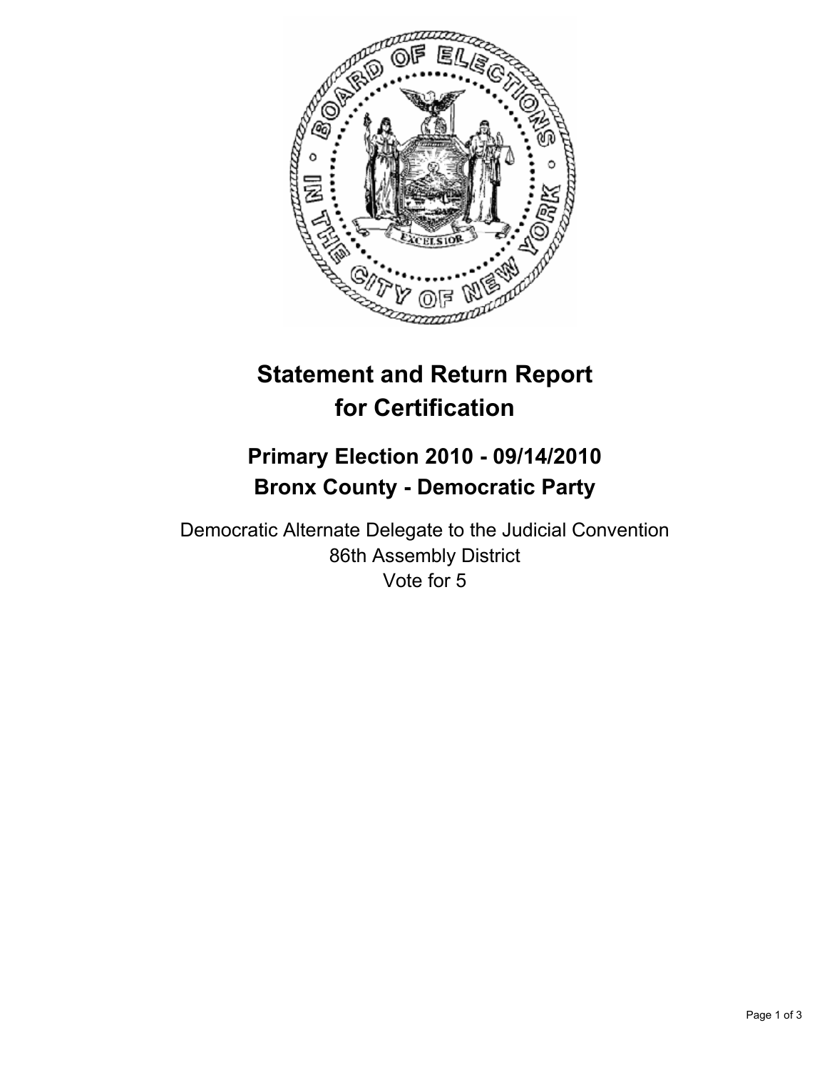# Statement and Return Report for Certification

## Primary Election 2010 - 09/14/2010
## Bronx County - Democratic Party

Democratic Alternate Delegate to the Judicial Convention
86th Assembly District
Vote for 5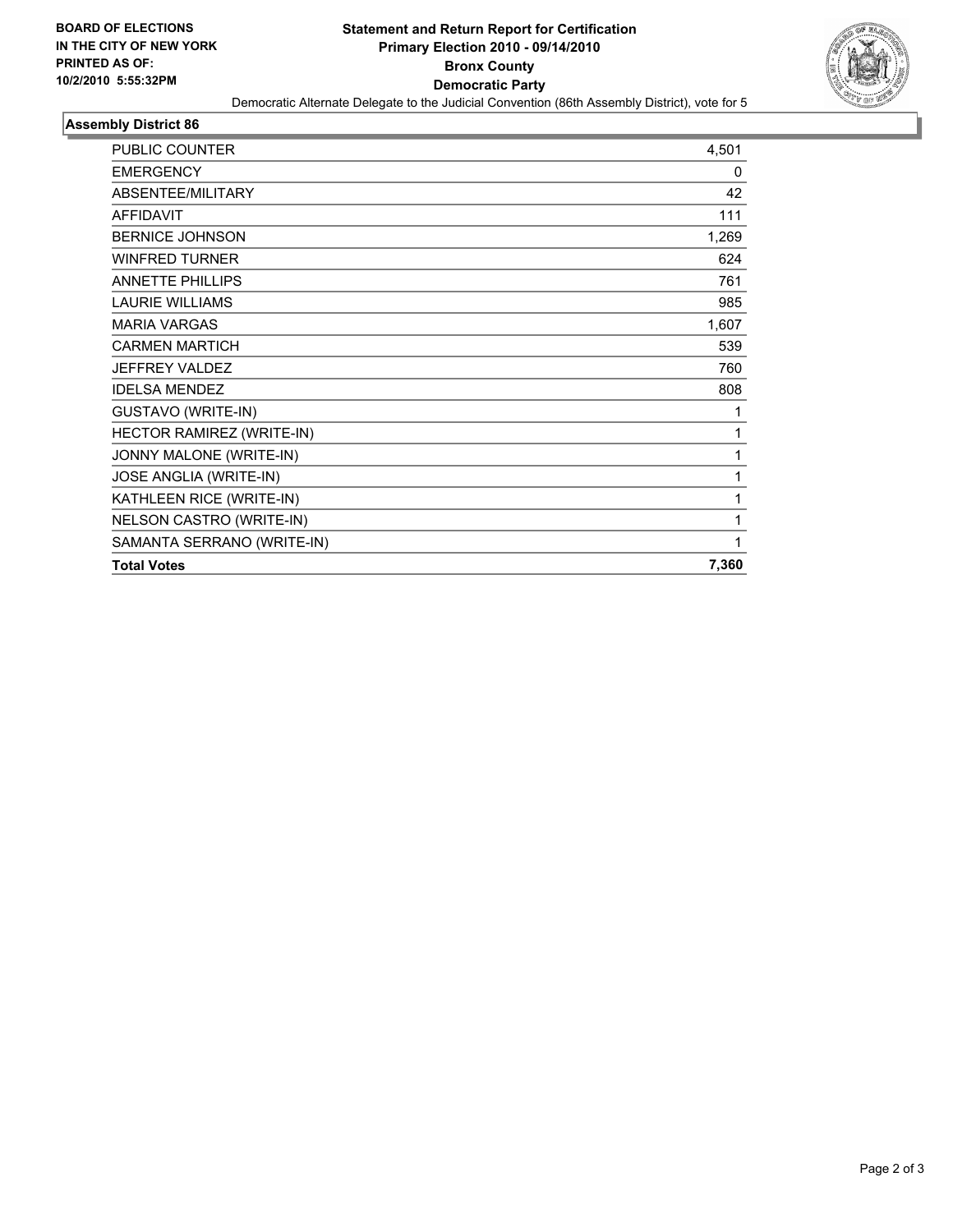**BOARD OF ELECTIONS IN THE CITY OF NEW YORK PRINTED AS OF: 10/2/2010 5:55:32PM**

# Statement and Return Report for Certification
## Primary Election 2010 - 09/14/2010
## Bronx County
## Democratic Party

Democratic Alternate Delegate to the Judicial Convention (86th Assembly District), vote for 5

### Assembly District 86

| | |
|---|---|
| PUBLIC COUNTER | 4,501 |
| EMERGENCY | 0 |
| ABSENTEE/MILITARY | 42 |
| AFFIDAVIT | 111 |
| BERNICE JOHNSON | 1,269 |
| WINFRED TURNER | 624 |
| ANNETTE PHILLIPS | 761 |
| LAURIE WILLIAMS | 985 |
| MARIA VARGAS | 1,607 |
| CARMEN MARTICH | 539 |
| JEFFREY VALDEZ | 760 |
| IDELSA MENDEZ | 808 |
| GUSTAVO (WRITE-IN) | 1 |
| HECTOR RAMIREZ (WRITE-IN) | 1 |
| JONNY MALONE (WRITE-IN) | 1 |
| JOSE ANGLIA (WRITE-IN) | 1 |
| KATHLEEN RICE (WRITE-IN) | 1 |
| NELSON CASTRO (WRITE-IN) | 1 |
| SAMANTA SERRANO (WRITE-IN) | 1 |
| **Total Votes** | **7,360** |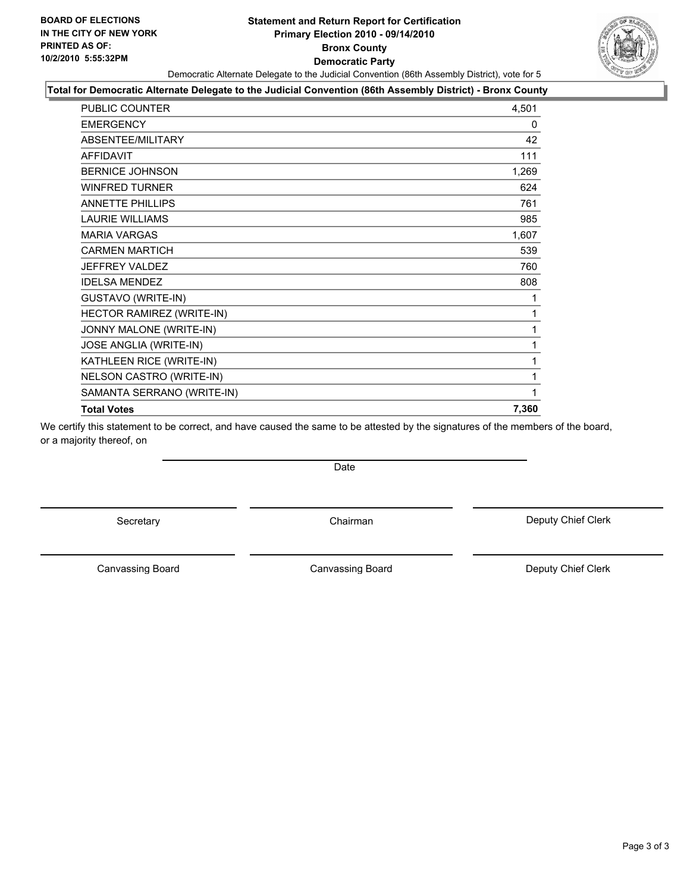**BOARD OF ELECTIONS IN THE CITY OF NEW YORK PRINTED AS OF: 10/2/2010 5:55:32PM**

# Statement and Return Report for Certification
## Primary Election 2010 - 09/14/2010
## Bronx County
## Democratic Party

Democratic Alternate Delegate to the Judicial Convention (86th Assembly District), vote for 5

**Total for Democratic Alternate Delegate to the Judicial Convention (86th Assembly District) - Bronx County**

| | |
|---|---|
| PUBLIC COUNTER | 4,501 |
| EMERGENCY | 0 |
| ABSENTEE/MILITARY | 42 |
| AFFIDAVIT | 111 |
| BERNICE JOHNSON | 1,269 |
| WINFRED TURNER | 624 |
| ANNETTE PHILLIPS | 761 |
| LAURIE WILLIAMS | 985 |
| MARIA VARGAS | 1,607 |
| CARMEN MARTICH | 539 |
| JEFFREY VALDEZ | 760 |
| IDELSA MENDEZ | 808 |
| GUSTAVO (WRITE-IN) | 1 |
| HECTOR RAMIREZ (WRITE-IN) | 1 |
| JONNY MALONE (WRITE-IN) | 1 |
| JOSE ANGLIA (WRITE-IN) | 1 |
| KATHLEEN RICE (WRITE-IN) | 1 |
| NELSON CASTRO (WRITE-IN) | 1 |
| SAMANTA SERRANO (WRITE-IN) | 1 |
| **Total Votes** | **7,360** |

We certify this statement to be correct, and have caused the same to be attested by the signatures of the members of the board, or a majority thereof, on

Date

Secretary | Chairman | Deputy Chief Clerk

Canvassing Board | Canvassing Board | Deputy Chief Clerk